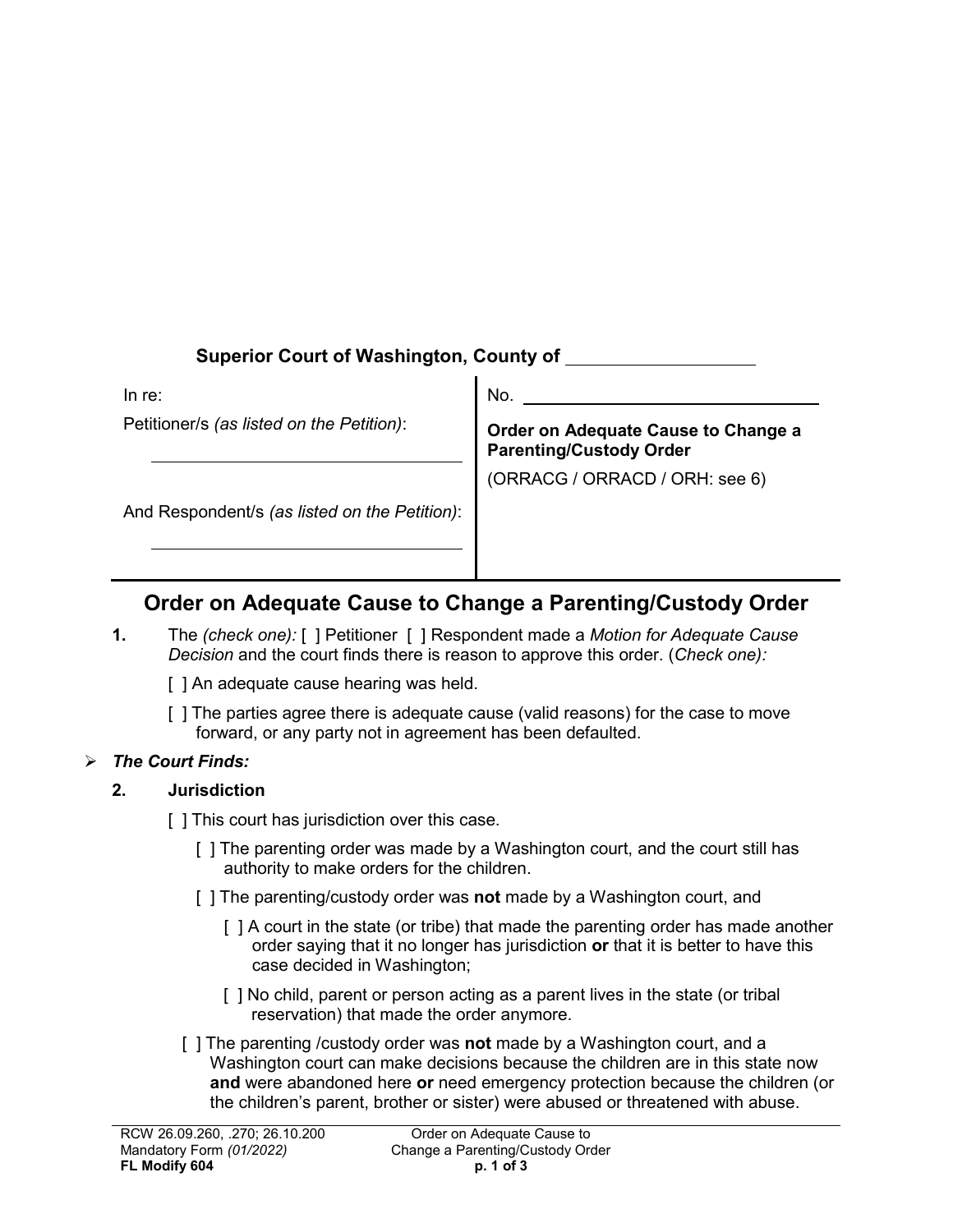**Superior Court of Washington, County of** \_\_\_\_\_\_\_\_\_\_\_\_\_\_\_\_\_\_

| In re: | No. \_\_\_\_\_\_\_\_\_\_\_\_\_\_\_\_\_\_\_\_\_\_\_\_ |
| --- | --- |
| Petitioner/s *(as listed on the Petition)*: \_\_\_\_\_\_\_\_\_\_\_\_\_\_\_\_\_\_\_\_\_\_\_\_ | **Order on Adequate Cause to Change a Parenting/Custody Order** (ORRACG / ORRACD / ORH: see 6) |
| And Respondent/s *(as listed on the Petition)*: \_\_\_\_\_\_\_\_\_\_\_\_\_\_\_\_\_\_\_\_\_\_\_\_ | |

# Order on Adequate Cause to Change a Parenting/Custody Order

**1.** The *(check one):* [ ] Petitioner [ ] Respondent made a *Motion for Adequate Cause Decision* and the court finds there is reason to approve this order. (*Check one):*

[ ] An adequate cause hearing was held.

[ ] The parties agree there is adequate cause (valid reasons) for the case to move forward, or any party not in agreement has been defaulted.

➢ ***The Court Finds:***

**2. Jurisdiction**

[ ] This court has jurisdiction over this case.

[ ] The parenting order was made by a Washington court, and the court still has authority to make orders for the children.

[ ] The parenting/custody order was **not** made by a Washington court, and

[ ] A court in the state (or tribe) that made the parenting order has made another order saying that it no longer has jurisdiction **or** that it is better to have this case decided in Washington;

[ ] No child, parent or person acting as a parent lives in the state (or tribal reservation) that made the order anymore.

[ ] The parenting /custody order was **not** made by a Washington court, and a Washington court can make decisions because the children are in this state now **and** were abandoned here **or** need emergency protection because the children (or the children's parent, brother or sister) were abused or threatened with abuse.

RCW 26.09.260, .270; 26.10.200
Mandatory Form *(01/2022)*
**FL Modify 604**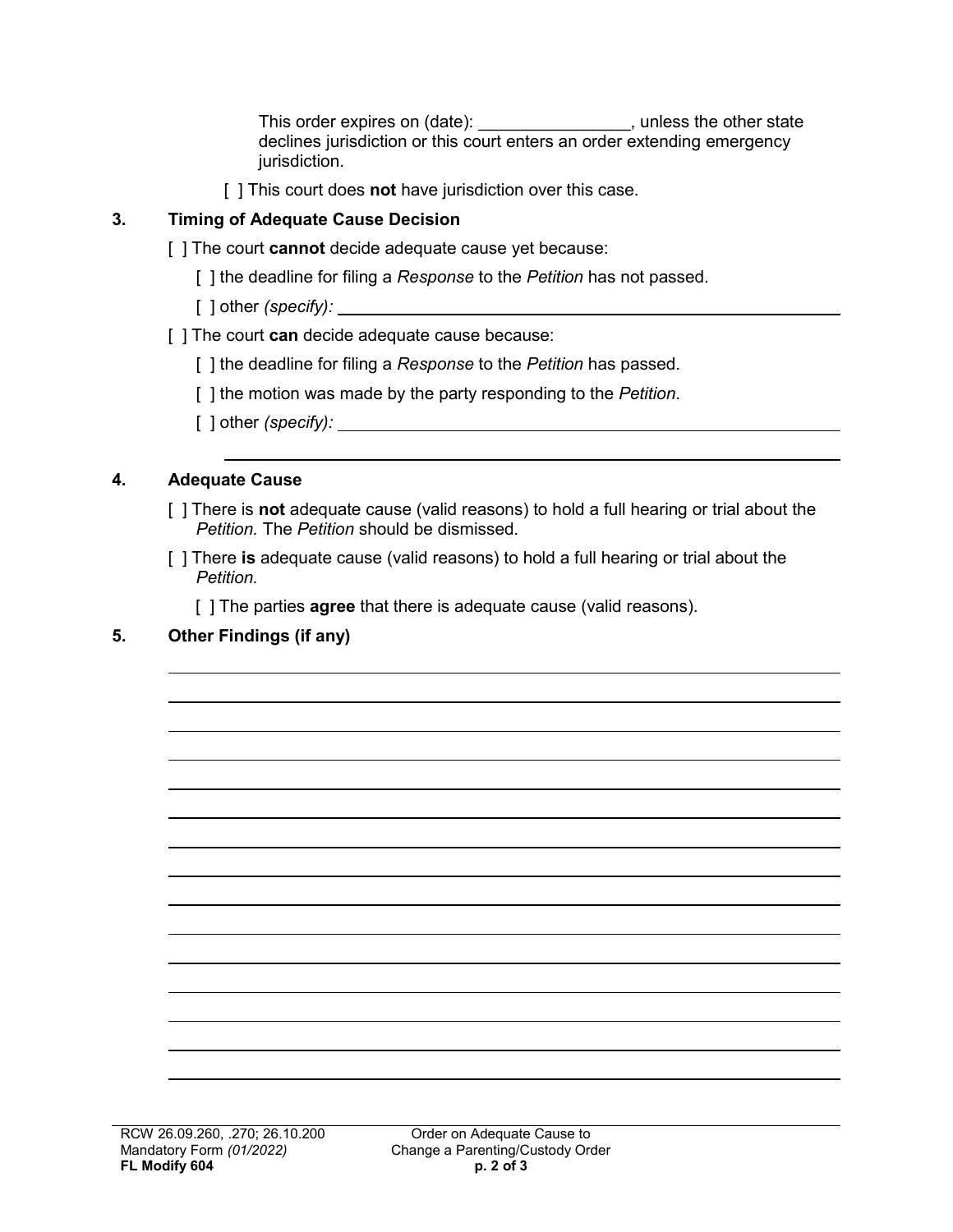This order expires on (date): ________________, unless the other state declines jurisdiction or this court enters an order extending emergency jurisdiction.

[ ] This court does **not** have jurisdiction over this case.

### 3. Timing of Adequate Cause Decision

[ ] The court **cannot** decide adequate cause yet because:

[ ] the deadline for filing a *Response* to the *Petition* has not passed.

[ ] other *(specify):* ____________________________________________

[ ] The court **can** decide adequate cause because:

[ ] the deadline for filing a *Response* to the *Petition* has passed.

[ ] the motion was made by the party responding to the *Petition*.

[ ] other *(specify):* ____________________________________________

____________________________________________

### 4. Adequate Cause

[ ] There is **not** adequate cause (valid reasons) to hold a full hearing or trial about the *Petition.* The *Petition* should be dismissed.

[ ] There **is** adequate cause (valid reasons) to hold a full hearing or trial about the *Petition.*

[ ] The parties **agree** that there is adequate cause (valid reasons).

### 5. Other Findings (if any)

____________________________________________

____________________________________________

____________________________________________

____________________________________________

____________________________________________

____________________________________________

____________________________________________

____________________________________________

____________________________________________

____________________________________________

____________________________________________

____________________________________________

____________________________________________

____________________________________________

RCW 26.09.260, .270; 26.10.200
Mandatory Form *(01/2022)*
**FL Modify 604**

Order on Adequate Cause to Change a Parenting/Custody Order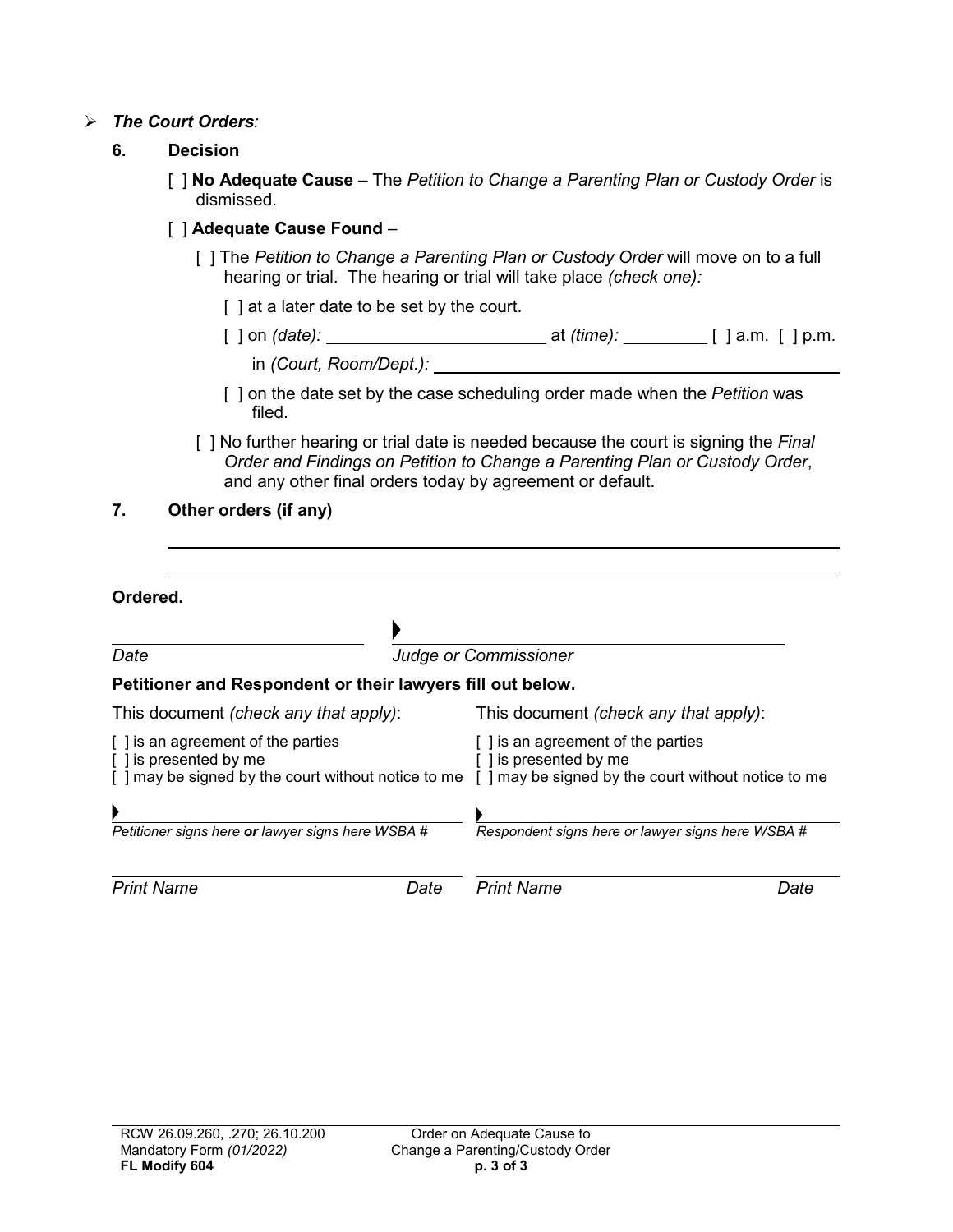- ***The Court Orders:***

### 6. Decision

[ ] **No Adequate Cause** – The *Petition to Change a Parenting Plan or Custody Order* is dismissed.

[ ] **Adequate Cause Found** –

[ ] The *Petition to Change a Parenting Plan or Custody Order* will move on to a full hearing or trial. The hearing or trial will take place *(check one):*

[ ] at a later date to be set by the court.

[ ] on *(date):* ______________________ at *(time):* _________ [ ] a.m. [ ] p.m.

in *(Court, Room/Dept.):* ______________________________

[ ] on the date set by the case scheduling order made when the *Petition* was filed.

[ ] No further hearing or trial date is needed because the court is signing the *Final Order and Findings on Petition to Change a Parenting Plan or Custody Order*, and any other final orders today by agreement or default.

### 7. Other orders (if any)

______________________________________________________________

______________________________________________________________

**Ordered.**

______________________________ ▶ ______________________________

*Date* *Judge or Commissioner*

**Petitioner and Respondent or their lawyers fill out below.**

This document *(check any that apply)*:

[ ] is an agreement of the parties
[ ] is presented by me
[ ] may be signed by the court without notice to me

▶ ______________________________

*Petitioner signs here* ***or*** *lawyer signs here WSBA #*

______________________________

*Print Name* *Date*

This document *(check any that apply)*:

[ ] is an agreement of the parties
[ ] is presented by me
[ ] may be signed by the court without notice to me

▶ ______________________________

*Respondent signs here or lawyer signs here WSBA #*

______________________________

*Print Name* *Date*